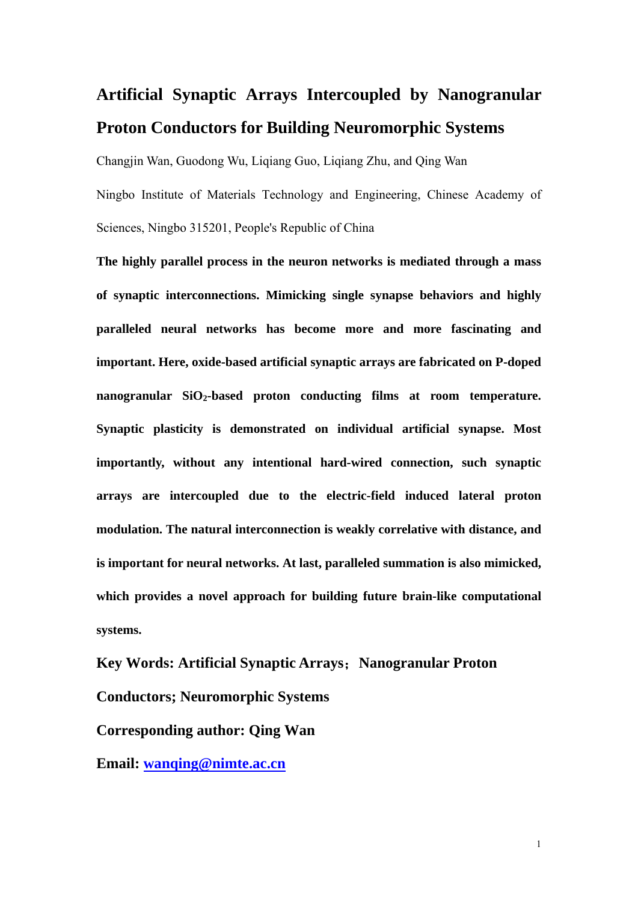# Artificial Synaptic Arrays Intercoupled by Nanogranular Proton Conductors for Building Neuromorphic Systems

Changjin Wan, Guodong Wu, Liqiang Guo, Liqiang Zhu, and Qing Wan

Ningbo Institute of Materials Technology and Engineering, Chinese Academy of Sciences, Ningbo 315201, People's Republic of China

**The highly parallel process in the neuron networks is mediated through a mass of synaptic interconnections. Mimicking single synapse behaviors and highly paralleled neural networks has become more and more fascinating and important. Here, oxide-based artificial synaptic arrays are fabricated on P-doped nanogranular $SiO_2$-based proton conducting films at room temperature. Synaptic plasticity is demonstrated on individual artificial synapse. Most importantly, without any intentional hard-wired connection, such synaptic arrays are intercoupled due to the electric-field induced lateral proton modulation. The natural interconnection is weakly correlative with distance, and is important for neural networks. At last, paralleled summation is also mimicked, which provides a novel approach for building future brain-like computational systems.**

**Key Words: Artificial Synaptic Arrays；Nanogranular Proton Conductors; Neuromorphic Systems**

**Corresponding author: Qing Wan**

**Email: wanqing@nimte.ac.cn**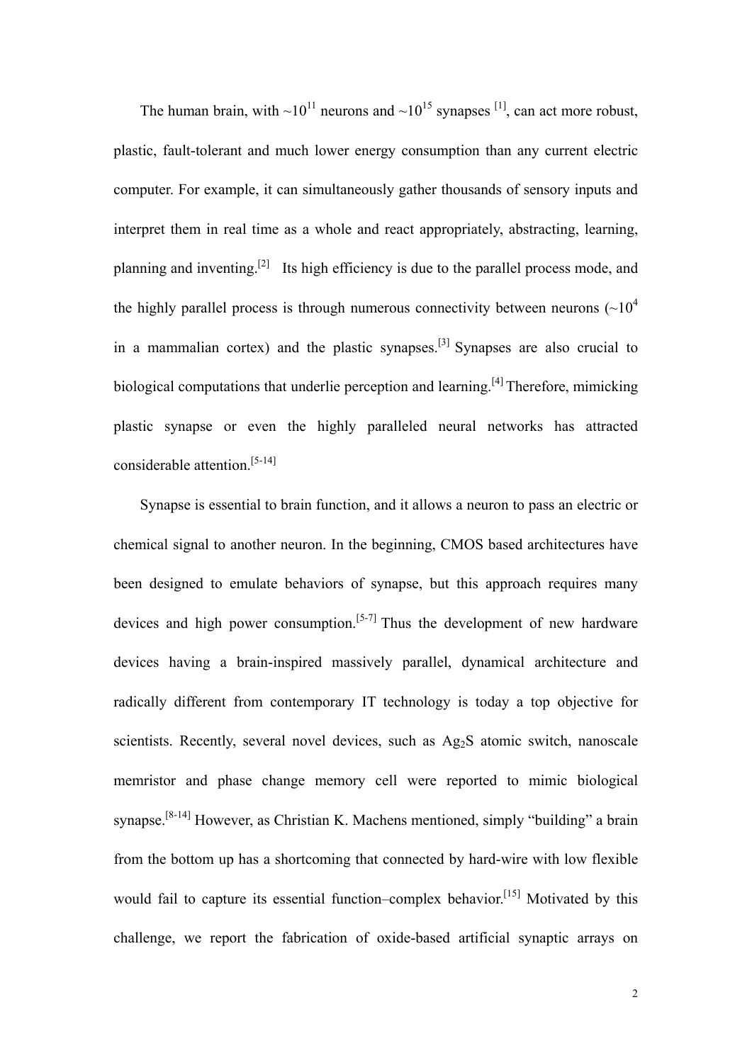The human brain, with ~$10^{11}$ neurons and ~$10^{15}$ synapses [1], can act more robust, plastic, fault-tolerant and much lower energy consumption than any current electric computer. For example, it can simultaneously gather thousands of sensory inputs and interpret them in real time as a whole and react appropriately, abstracting, learning, planning and inventing.[2] Its high efficiency is due to the parallel process mode, and the highly parallel process is through numerous connectivity between neurons (~$10^4$ in a mammalian cortex) and the plastic synapses.[3] Synapses are also crucial to biological computations that underlie perception and learning.[4] Therefore, mimicking plastic synapse or even the highly paralleled neural networks has attracted considerable attention.[5-14]

Synapse is essential to brain function, and it allows a neuron to pass an electric or chemical signal to another neuron. In the beginning, CMOS based architectures have been designed to emulate behaviors of synapse, but this approach requires many devices and high power consumption.[5-7] Thus the development of new hardware devices having a brain-inspired massively parallel, dynamical architecture and radically different from contemporary IT technology is today a top objective for scientists. Recently, several novel devices, such as $Ag_2S$ atomic switch, nanoscale memristor and phase change memory cell were reported to mimic biological synapse.[8-14] However, as Christian K. Machens mentioned, simply "building" a brain from the bottom up has a shortcoming that connected by hard-wire with low flexible would fail to capture its essential function–complex behavior.[15] Motivated by this challenge, we report the fabrication of oxide-based artificial synaptic arrays on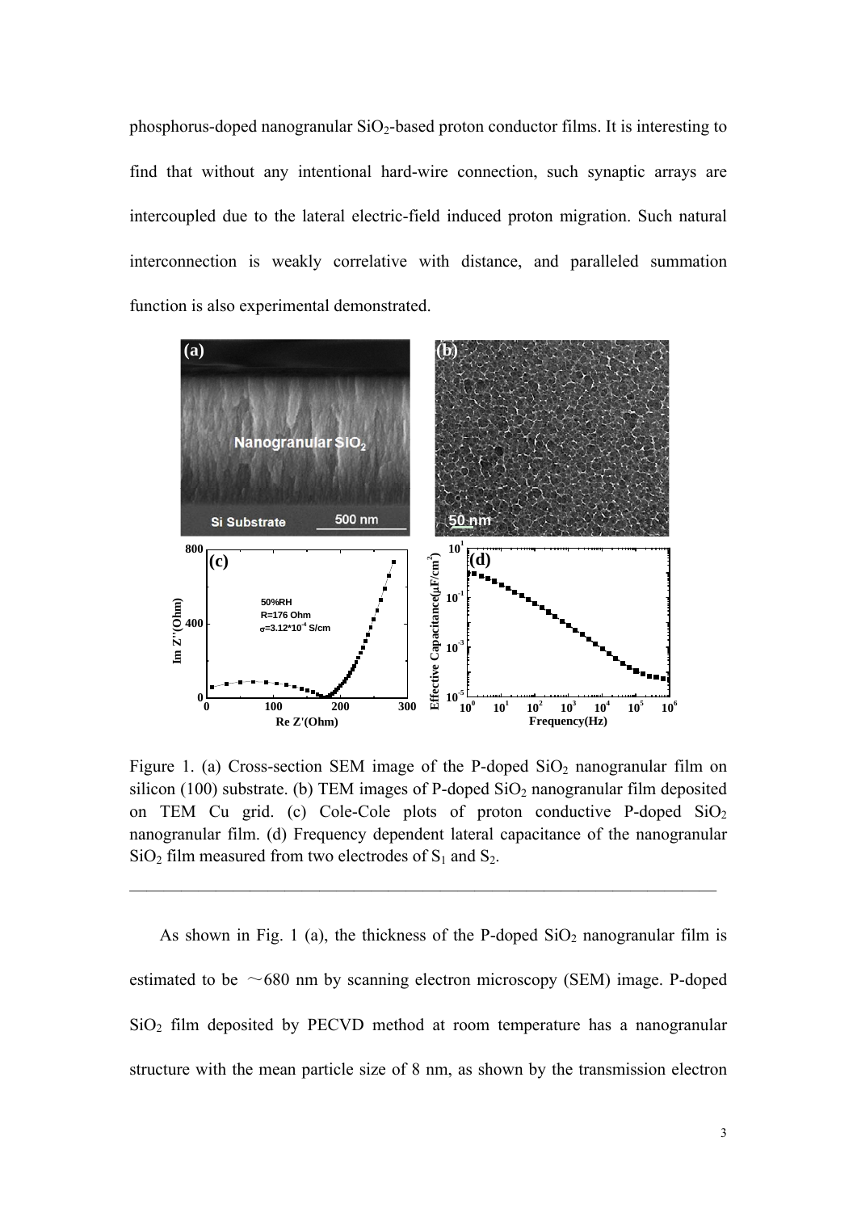phosphorus-doped nanogranular $SiO_2$-based proton conductor films. It is interesting to find that without any intentional hard-wire connection, such synaptic arrays are intercoupled due to the lateral electric-field induced proton migration. Such natural interconnection is weakly correlative with distance, and paralleled summation function is also experimental demonstrated.

Figure 1. (a) Cross-section SEM image of the P-doped $SiO_2$ nanogranular film on silicon (100) substrate. (b) TEM images of P-doped $SiO_2$ nanogranular film deposited on TEM Cu grid. (c) Cole-Cole plots of proton conductive P-doped $SiO_2$ nanogranular film. (d) Frequency dependent lateral capacitance of the nanogranular $SiO_2$ film measured from two electrodes of $S_1$ and $S_2$.

As shown in Fig. 1 (a), the thickness of the P-doped $SiO_2$ nanogranular film is estimated to be ～680 nm by scanning electron microscopy (SEM) image. P-doped $SiO_2$ film deposited by PECVD method at room temperature has a nanogranular structure with the mean particle size of 8 nm, as shown by the transmission electron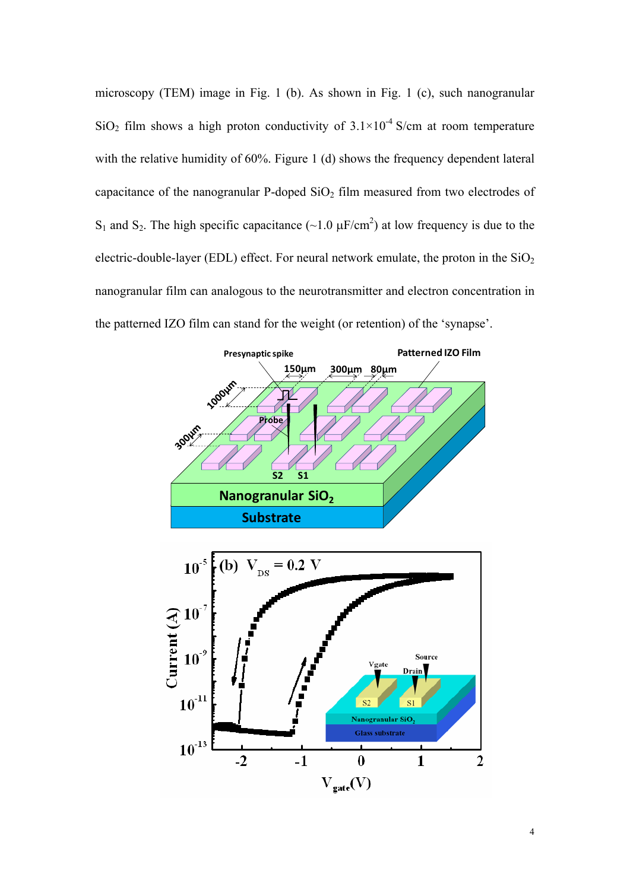microscopy (TEM) image in Fig. 1 (b). As shown in Fig. 1 (c), such nanogranular $SiO_2$ film shows a high proton conductivity of $3.1\times10^{-4}$ S/cm at room temperature with the relative humidity of 60%. Figure 1 (d) shows the frequency dependent lateral capacitance of the nanogranular P-doped $SiO_2$ film measured from two electrodes of $S_1$ and $S_2$. The high specific capacitance (~1.0 μF/cm$^2$) at low frequency is due to the electric-double-layer (EDL) effect. For neural network emulate, the proton in the $SiO_2$ nanogranular film can analogous to the neurotransmitter and electron concentration in the patterned IZO film can stand for the weight (or retention) of the 'synapse'.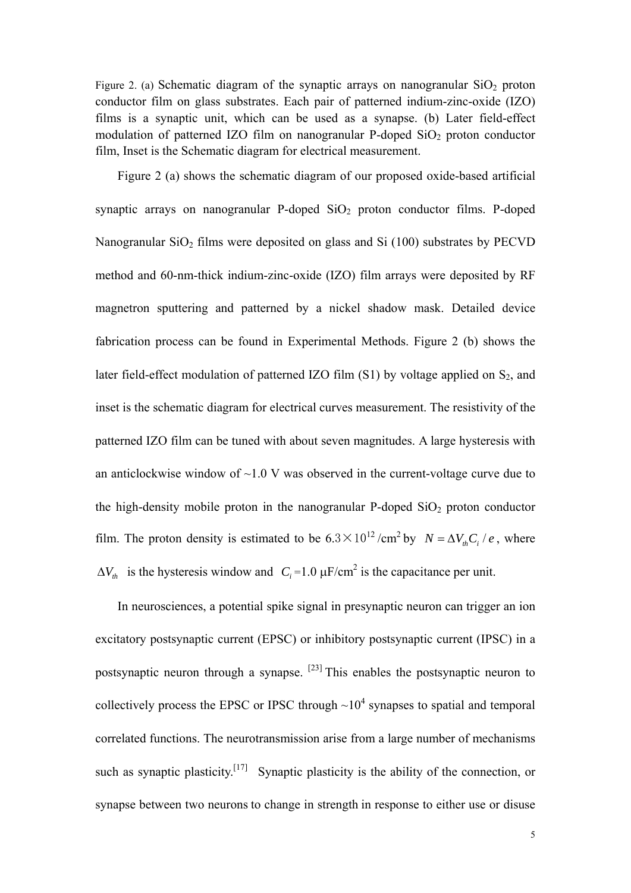Figure 2. (a) Schematic diagram of the synaptic arrays on nanogranular $SiO_2$ proton conductor film on glass substrates. Each pair of patterned indium-zinc-oxide (IZO) films is a synaptic unit, which can be used as a synapse. (b) Later field-effect modulation of patterned IZO film on nanogranular P-doped $SiO_2$ proton conductor film, Inset is the Schematic diagram for electrical measurement.

Figure 2 (a) shows the schematic diagram of our proposed oxide-based artificial synaptic arrays on nanogranular P-doped $SiO_2$ proton conductor films. P-doped Nanogranular $SiO_2$ films were deposited on glass and Si (100) substrates by PECVD method and 60-nm-thick indium-zinc-oxide (IZO) film arrays were deposited by RF magnetron sputtering and patterned by a nickel shadow mask. Detailed device fabrication process can be found in Experimental Methods. Figure 2 (b) shows the later field-effect modulation of patterned IZO film (S1) by voltage applied on $S_2$, and inset is the schematic diagram for electrical curves measurement. The resistivity of the patterned IZO film can be tuned with about seven magnitudes. A large hysteresis with an anticlockwise window of ~1.0 V was observed in the current-voltage curve due to the high-density mobile proton in the nanogranular P-doped $SiO_2$ proton conductor film. The proton density is estimated to be $6.3\times10^{12}$ /cm$^2$ by $N = \Delta V_{th} C_i / e$, where $\Delta V_{th}$ is the hysteresis window and $C_i$ =1.0 μF/cm$^2$ is the capacitance per unit.

In neurosciences, a potential spike signal in presynaptic neuron can trigger an ion excitatory postsynaptic current (EPSC) or inhibitory postsynaptic current (IPSC) in a postsynaptic neuron through a synapse. [23] This enables the postsynaptic neuron to collectively process the EPSC or IPSC through ~$10^4$ synapses to spatial and temporal correlated functions. The neurotransmission arise from a large number of mechanisms such as synaptic plasticity.[17] Synaptic plasticity is the ability of the connection, or synapse between two neurons to change in strength in response to either use or disuse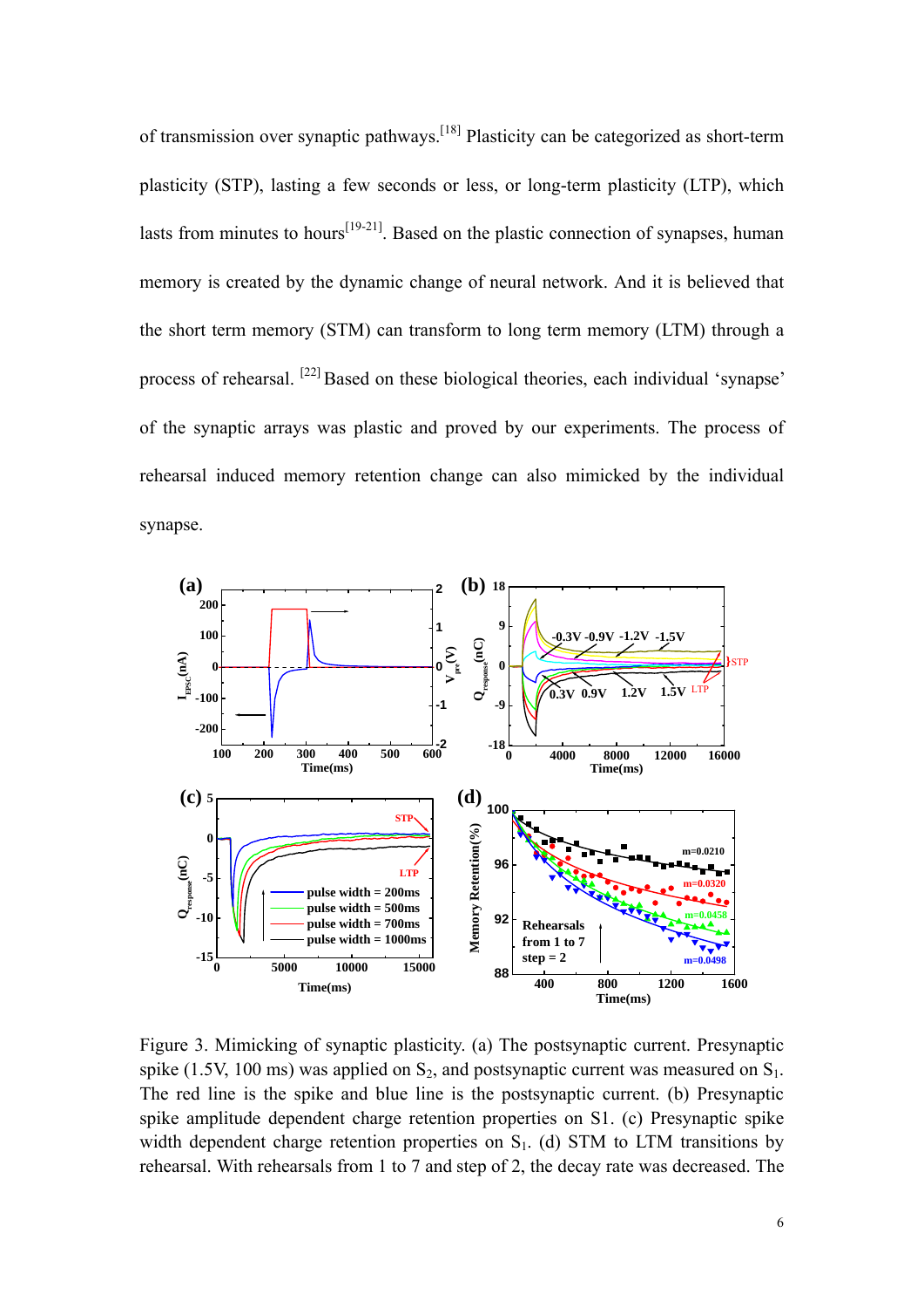of transmission over synaptic pathways.[18] Plasticity can be categorized as short-term plasticity (STP), lasting a few seconds or less, or long-term plasticity (LTP), which lasts from minutes to hours[19-21]. Based on the plastic connection of synapses, human memory is created by the dynamic change of neural network. And it is believed that the short term memory (STM) can transform to long term memory (LTM) through a process of rehearsal. [22] Based on these biological theories, each individual ‘synapse’ of the synaptic arrays was plastic and proved by our experiments. The process of rehearsal induced memory retention change can also mimicked by the individual synapse.

Figure 3. Mimicking of synaptic plasticity. (a) The postsynaptic current. Presynaptic spike (1.5V, 100 ms) was applied on $S_2$, and postsynaptic current was measured on $S_1$. The red line is the spike and blue line is the postsynaptic current. (b) Presynaptic spike amplitude dependent charge retention properties on S1. (c) Presynaptic spike width dependent charge retention properties on $S_1$. (d) STM to LTM transitions by rehearsal. With rehearsals from 1 to 7 and step of 2, the decay rate was decreased. The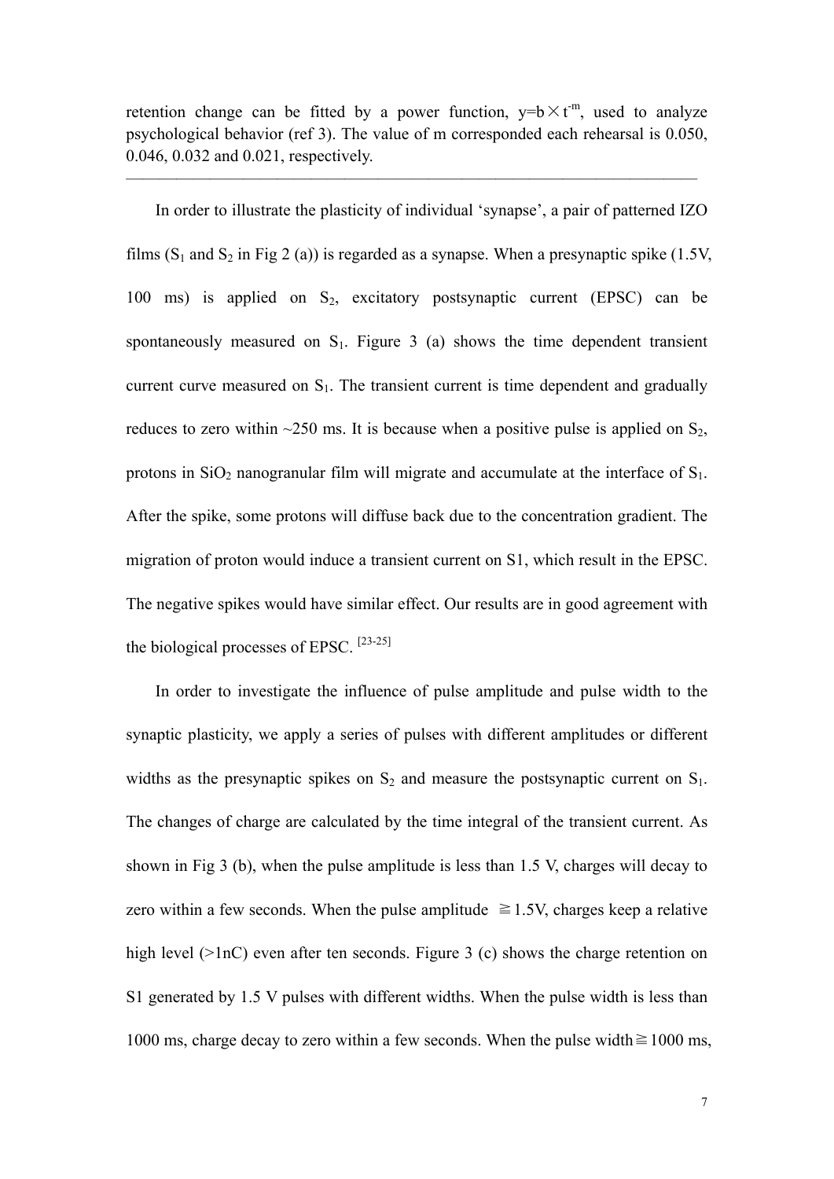retention change can be fitted by a power function, $y=b\times t^{-m}$, used to analyze psychological behavior (ref 3). The value of m corresponded each rehearsal is 0.050, 0.046, 0.032 and 0.021, respectively.

---

In order to illustrate the plasticity of individual 'synapse', a pair of patterned IZO films ($S_1$ and $S_2$ in Fig 2 (a)) is regarded as a synapse. When a presynaptic spike (1.5V, 100 ms) is applied on $S_2$, excitatory postsynaptic current (EPSC) can be spontaneously measured on $S_1$. Figure 3 (a) shows the time dependent transient current curve measured on $S_1$. The transient current is time dependent and gradually reduces to zero within ~250 ms. It is because when a positive pulse is applied on $S_2$, protons in $SiO_2$ nanogranular film will migrate and accumulate at the interface of $S_1$. After the spike, some protons will diffuse back due to the concentration gradient. The migration of proton would induce a transient current on S1, which result in the EPSC. The negative spikes would have similar effect. Our results are in good agreement with the biological processes of EPSC. [23-25]

In order to investigate the influence of pulse amplitude and pulse width to the synaptic plasticity, we apply a series of pulses with different amplitudes or different widths as the presynaptic spikes on $S_2$ and measure the postsynaptic current on $S_1$. The changes of charge are calculated by the time integral of the transient current. As shown in Fig 3 (b), when the pulse amplitude is less than 1.5 V, charges will decay to zero within a few seconds. When the pulse amplitude $\geqq$1.5V, charges keep a relative high level (>1nC) even after ten seconds. Figure 3 (c) shows the charge retention on S1 generated by 1.5 V pulses with different widths. When the pulse width is less than 1000 ms, charge decay to zero within a few seconds. When the pulse width$\geqq$1000 ms,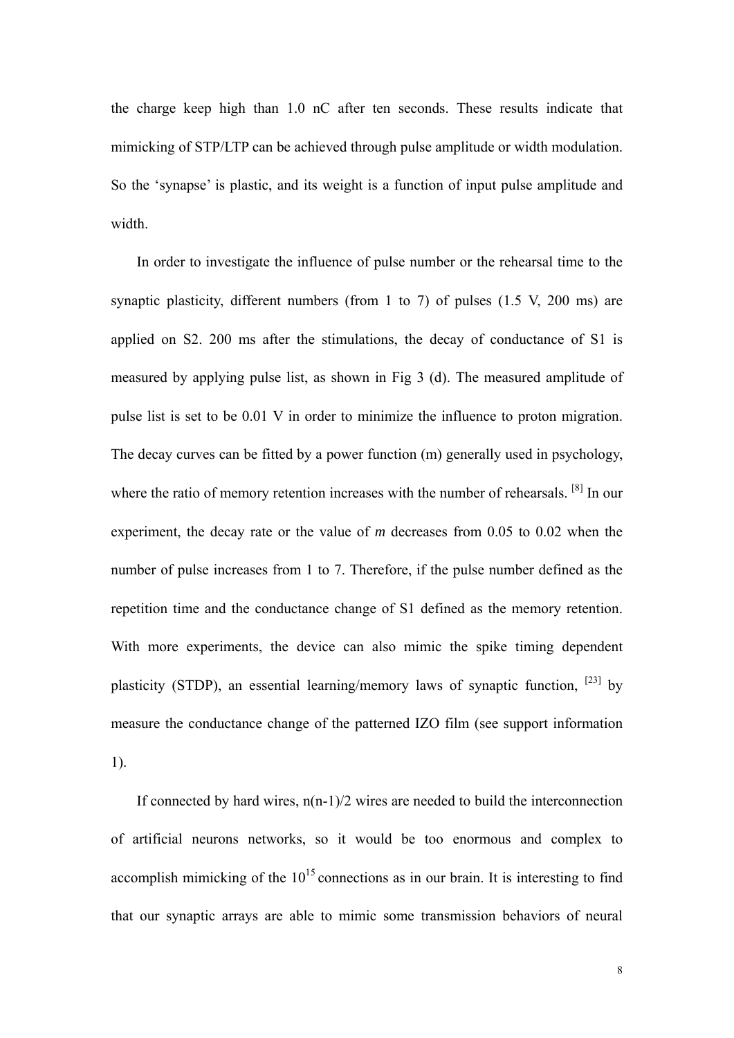the charge keep high than 1.0 nC after ten seconds. These results indicate that mimicking of STP/LTP can be achieved through pulse amplitude or width modulation. So the 'synapse' is plastic, and its weight is a function of input pulse amplitude and width.

In order to investigate the influence of pulse number or the rehearsal time to the synaptic plasticity, different numbers (from 1 to 7) of pulses (1.5 V, 200 ms) are applied on S2. 200 ms after the stimulations, the decay of conductance of S1 is measured by applying pulse list, as shown in Fig 3 (d). The measured amplitude of pulse list is set to be 0.01 V in order to minimize the influence to proton migration. The decay curves can be fitted by a power function (m) generally used in psychology, where the ratio of memory retention increases with the number of rehearsals. [8] In our experiment, the decay rate or the value of $m$ decreases from 0.05 to 0.02 when the number of pulse increases from 1 to 7. Therefore, if the pulse number defined as the repetition time and the conductance change of S1 defined as the memory retention. With more experiments, the device can also mimic the spike timing dependent plasticity (STDP), an essential learning/memory laws of synaptic function, [23] by measure the conductance change of the patterned IZO film (see support information 1).

If connected by hard wires, n(n-1)/2 wires are needed to build the interconnection of artificial neurons networks, so it would be too enormous and complex to accomplish mimicking of the $10^{15}$ connections as in our brain. It is interesting to find that our synaptic arrays are able to mimic some transmission behaviors of neural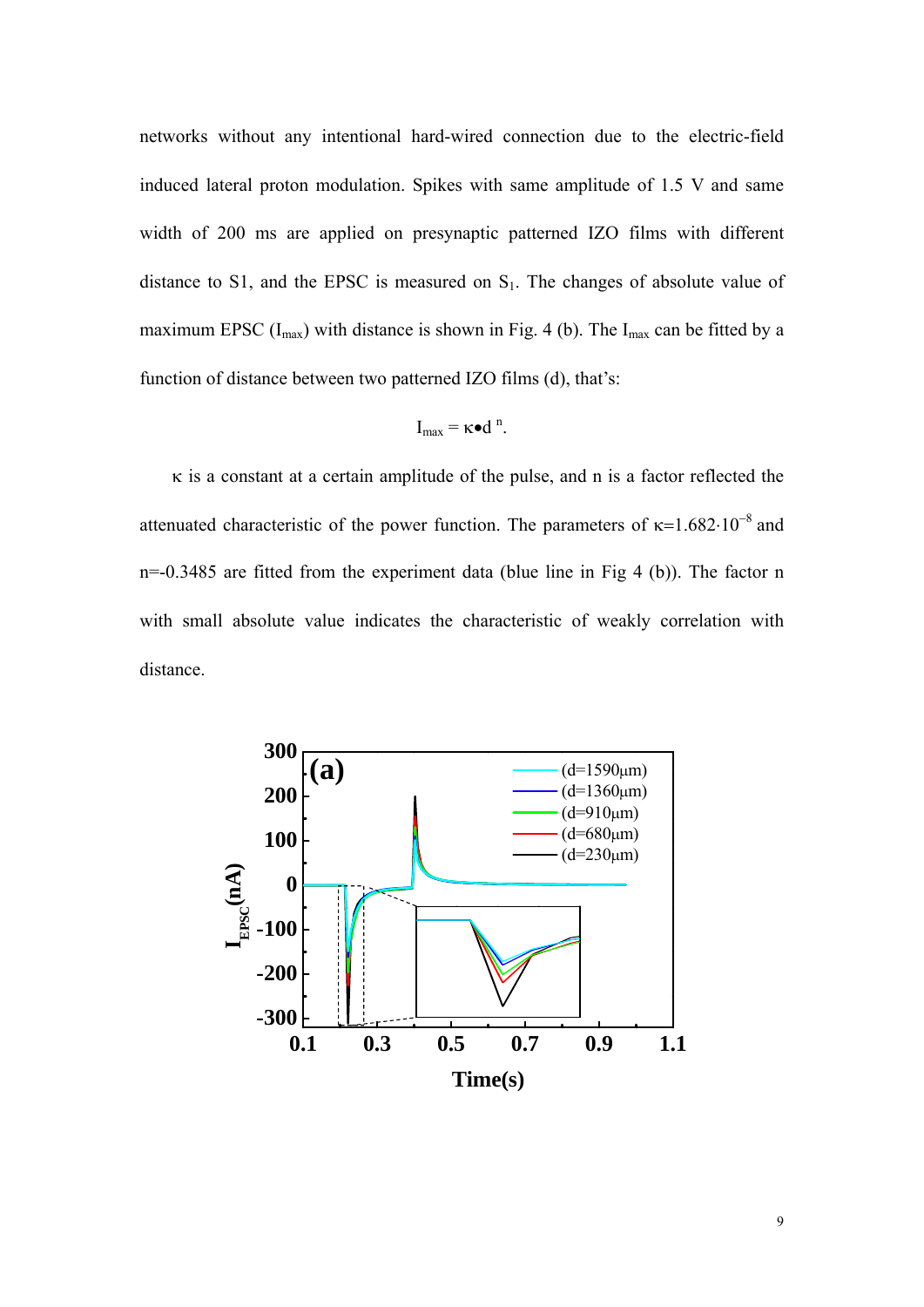networks without any intentional hard-wired connection due to the electric-field induced lateral proton modulation. Spikes with same amplitude of 1.5 V and same width of 200 ms are applied on presynaptic patterned IZO films with different distance to S1, and the EPSC is measured on $S_1$. The changes of absolute value of maximum EPSC ($I_{max}$) with distance is shown in Fig. 4 (b). The $I_{max}$ can be fitted by a function of distance between two patterned IZO films (d), that's:

$$I_{max} = \kappa \bullet d^{\,n}.$$

$\kappa$ is a constant at a certain amplitude of the pulse, and n is a factor reflected the attenuated characteristic of the power function. The parameters of $\kappa$=$1.682 \cdot 10^{-8}$ and n=-0.3485 are fitted from the experiment data (blue line in Fig 4 (b)). The factor n with small absolute value indicates the characteristic of weakly correlation with distance.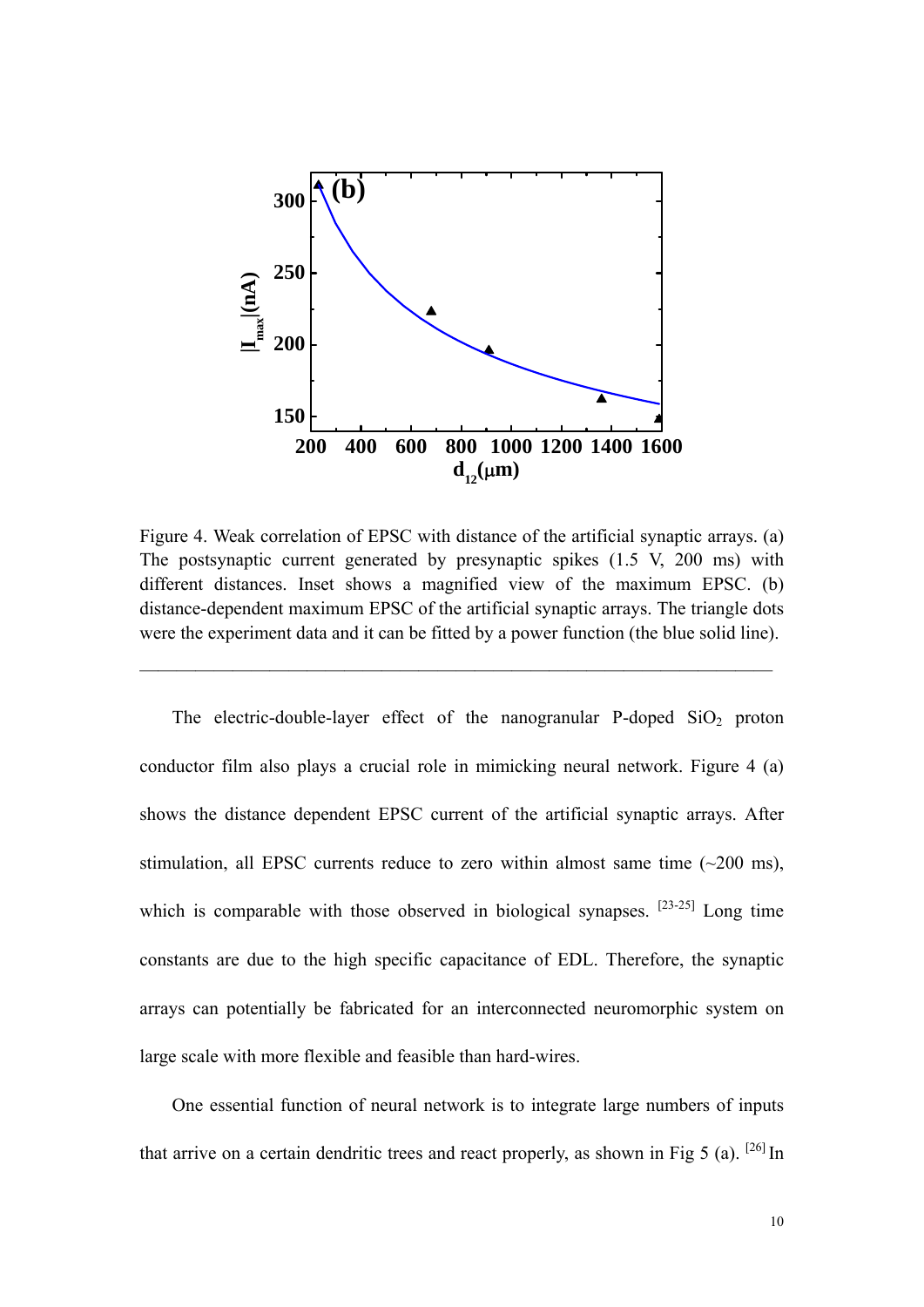Figure 4. Weak correlation of EPSC with distance of the artificial synaptic arrays. (a) The postsynaptic current generated by presynaptic spikes (1.5 V, 200 ms) with different distances. Inset shows a magnified view of the maximum EPSC. (b) distance-dependent maximum EPSC of the artificial synaptic arrays. The triangle dots were the experiment data and it can be fitted by a power function (the blue solid line).

---

The electric-double-layer effect of the nanogranular P-doped $SiO_2$ proton conductor film also plays a crucial role in mimicking neural network. Figure 4 (a) shows the distance dependent EPSC current of the artificial synaptic arrays. After stimulation, all EPSC currents reduce to zero within almost same time (~200 ms), which is comparable with those observed in biological synapses. [23-25] Long time constants are due to the high specific capacitance of EDL. Therefore, the synaptic arrays can potentially be fabricated for an interconnected neuromorphic system on large scale with more flexible and feasible than hard-wires.

One essential function of neural network is to integrate large numbers of inputs that arrive on a certain dendritic trees and react properly, as shown in Fig 5 (a). [26] In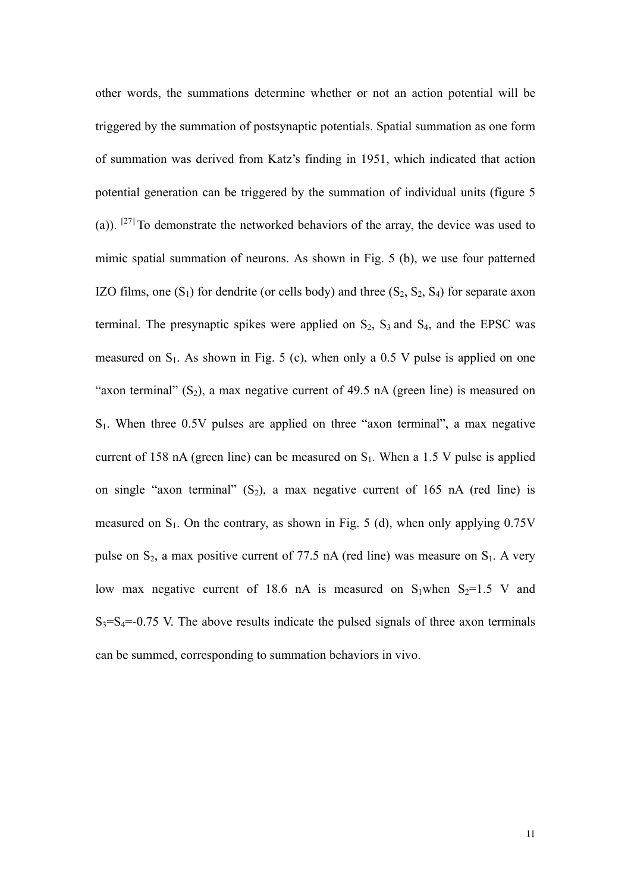other words, the summations determine whether or not an action potential will be triggered by the summation of postsynaptic potentials. Spatial summation as one form of summation was derived from Katz's finding in 1951, which indicated that action potential generation can be triggered by the summation of individual units (figure 5 (a)). [27] To demonstrate the networked behaviors of the array, the device was used to mimic spatial summation of neurons. As shown in Fig. 5 (b), we use four patterned IZO films, one ($S_1$) for dendrite (or cells body) and three ($S_2$, $S_2$, $S_4$) for separate axon terminal. The presynaptic spikes were applied on $S_2$, $S_3$ and $S_4$, and the EPSC was measured on $S_1$. As shown in Fig. 5 (c), when only a 0.5 V pulse is applied on one "axon terminal" ($S_2$), a max negative current of 49.5 nA (green line) is measured on $S_1$. When three 0.5V pulses are applied on three "axon terminal", a max negative current of 158 nA (green line) can be measured on $S_1$. When a 1.5 V pulse is applied on single "axon terminal" ($S_2$), a max negative current of 165 nA (red line) is measured on $S_1$. On the contrary, as shown in Fig. 5 (d), when only applying 0.75V pulse on $S_2$, a max positive current of 77.5 nA (red line) was measure on $S_1$. A very low max negative current of 18.6 nA is measured on $S_1$when $S_2$=1.5 V and $S_3$=$S_4$=-0.75 V. The above results indicate the pulsed signals of three axon terminals can be summed, corresponding to summation behaviors in vivo.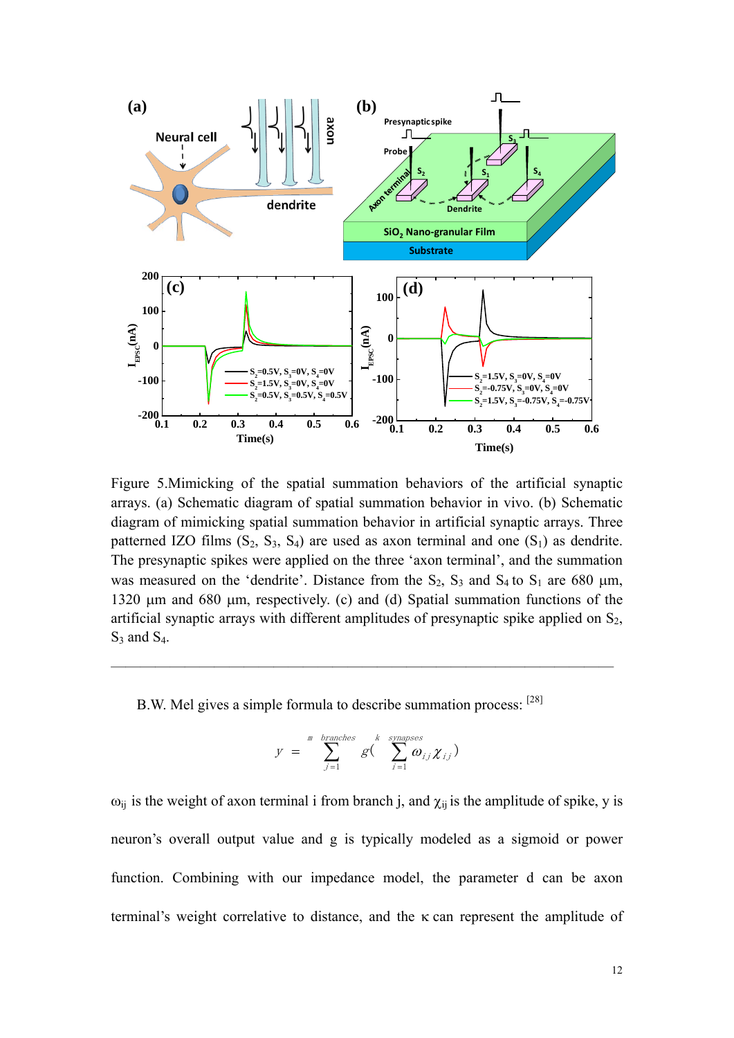Figure 5.Mimicking of the spatial summation behaviors of the artificial synaptic arrays. (a) Schematic diagram of spatial summation behavior in vivo. (b) Schematic diagram of mimicking spatial summation behavior in artificial synaptic arrays. Three patterned IZO films ($S_2$, $S_3$, $S_4$) are used as axon terminal and one ($S_1$) as dendrite. The presynaptic spikes were applied on the three 'axon terminal', and the summation was measured on the 'dendrite'. Distance from the $S_2$, $S_3$ and $S_4$ to $S_1$ are 680 μm, 1320 μm and 680 μm, respectively. (c) and (d) Spatial summation functions of the artificial synaptic arrays with different amplitudes of presynaptic spike applied on $S_2$, $S_3$ and $S_4$.

---

B.W. Mel gives a simple formula to describe summation process: [28]

$$y = \sum_{j=1}^{m\ \text{branches}} g\left( \sum_{i=1}^{k\ \text{synapses}} \omega_{ij} \chi_{ij} \right)$$

$\omega_{ij}$ is the weight of axon terminal i from branch j, and $\chi_{ij}$ is the amplitude of spike, y is neuron's overall output value and g is typically modeled as a sigmoid or power function. Combining with our impedance model, the parameter d can be axon terminal's weight correlative to distance, and the $\kappa$ can represent the amplitude of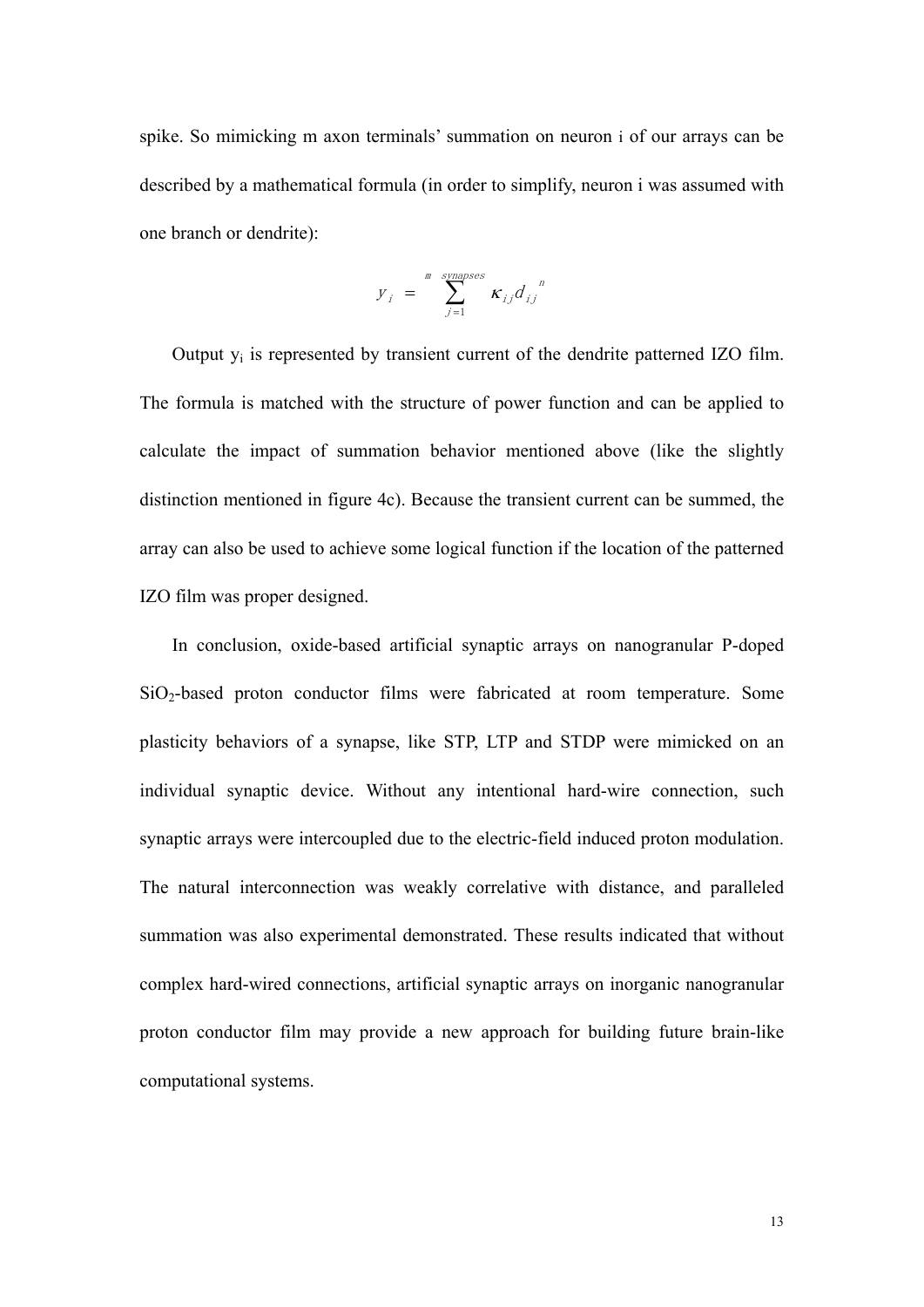spike. So mimicking m axon terminals' summation on neuron i of our arrays can be described by a mathematical formula (in order to simplify, neuron i was assumed with one branch or dendrite):

$$y_i = \sum_{j=1}^{m \ synapses} \kappa_{ij} d_{ij}^{\ n}$$

Output $y_i$ is represented by transient current of the dendrite patterned IZO film. The formula is matched with the structure of power function and can be applied to calculate the impact of summation behavior mentioned above (like the slightly distinction mentioned in figure 4c). Because the transient current can be summed, the array can also be used to achieve some logical function if the location of the patterned IZO film was proper designed.

In conclusion, oxide-based artificial synaptic arrays on nanogranular P-doped $SiO_2$-based proton conductor films were fabricated at room temperature. Some plasticity behaviors of a synapse, like STP, LTP and STDP were mimicked on an individual synaptic device. Without any intentional hard-wire connection, such synaptic arrays were intercoupled due to the electric-field induced proton modulation. The natural interconnection was weakly correlative with distance, and paralleled summation was also experimental demonstrated. These results indicated that without complex hard-wired connections, artificial synaptic arrays on inorganic nanogranular proton conductor film may provide a new approach for building future brain-like computational systems.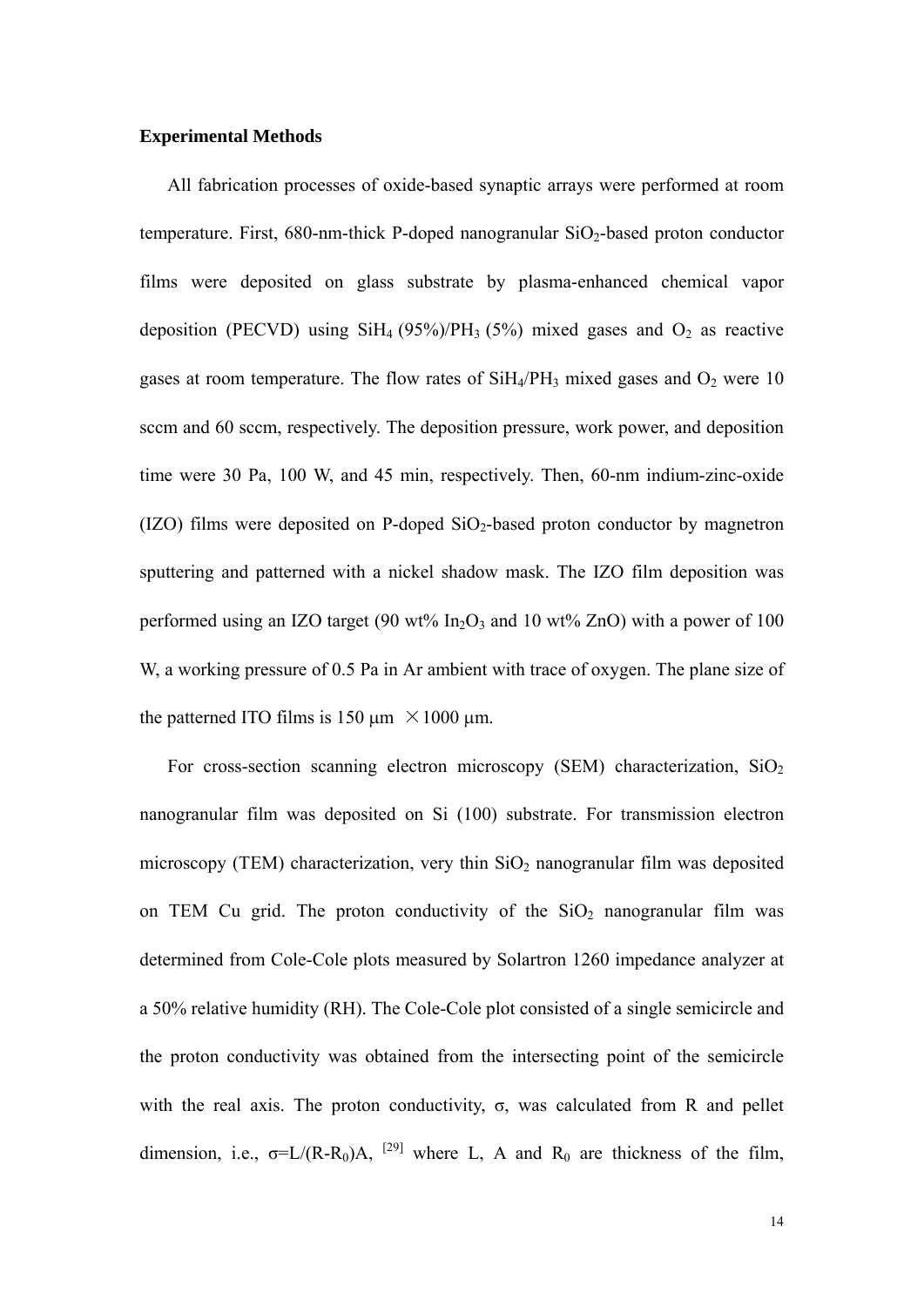**Experimental Methods**

All fabrication processes of oxide-based synaptic arrays were performed at room temperature. First, 680-nm-thick P-doped nanogranular $SiO_2$-based proton conductor films were deposited on glass substrate by plasma-enhanced chemical vapor deposition (PECVD) using $SiH_4$ (95%)/$PH_3$ (5%) mixed gases and $O_2$ as reactive gases at room temperature. The flow rates of $SiH_4$/$PH_3$ mixed gases and $O_2$ were 10 sccm and 60 sccm, respectively. The deposition pressure, work power, and deposition time were 30 Pa, 100 W, and 45 min, respectively. Then, 60-nm indium-zinc-oxide (IZO) films were deposited on P-doped $SiO_2$-based proton conductor by magnetron sputtering and patterned with a nickel shadow mask. The IZO film deposition was performed using an IZO target (90 wt% $In_2O_3$ and 10 wt% ZnO) with a power of 100 W, a working pressure of 0.5 Pa in Ar ambient with trace of oxygen. The plane size of the patterned ITO films is 150 μm × 1000 μm.

For cross-section scanning electron microscopy (SEM) characterization, $SiO_2$ nanogranular film was deposited on Si (100) substrate. For transmission electron microscopy (TEM) characterization, very thin $SiO_2$ nanogranular film was deposited on TEM Cu grid. The proton conductivity of the $SiO_2$ nanogranular film was determined from Cole-Cole plots measured by Solartron 1260 impedance analyzer at a 50% relative humidity (RH). The Cole-Cole plot consisted of a single semicircle and the proton conductivity was obtained from the intersecting point of the semicircle with the real axis. The proton conductivity, σ, was calculated from R and pellet dimension, i.e., $\sigma=L/(R-R_0)A$, [29] where L, A and $R_0$ are thickness of the film,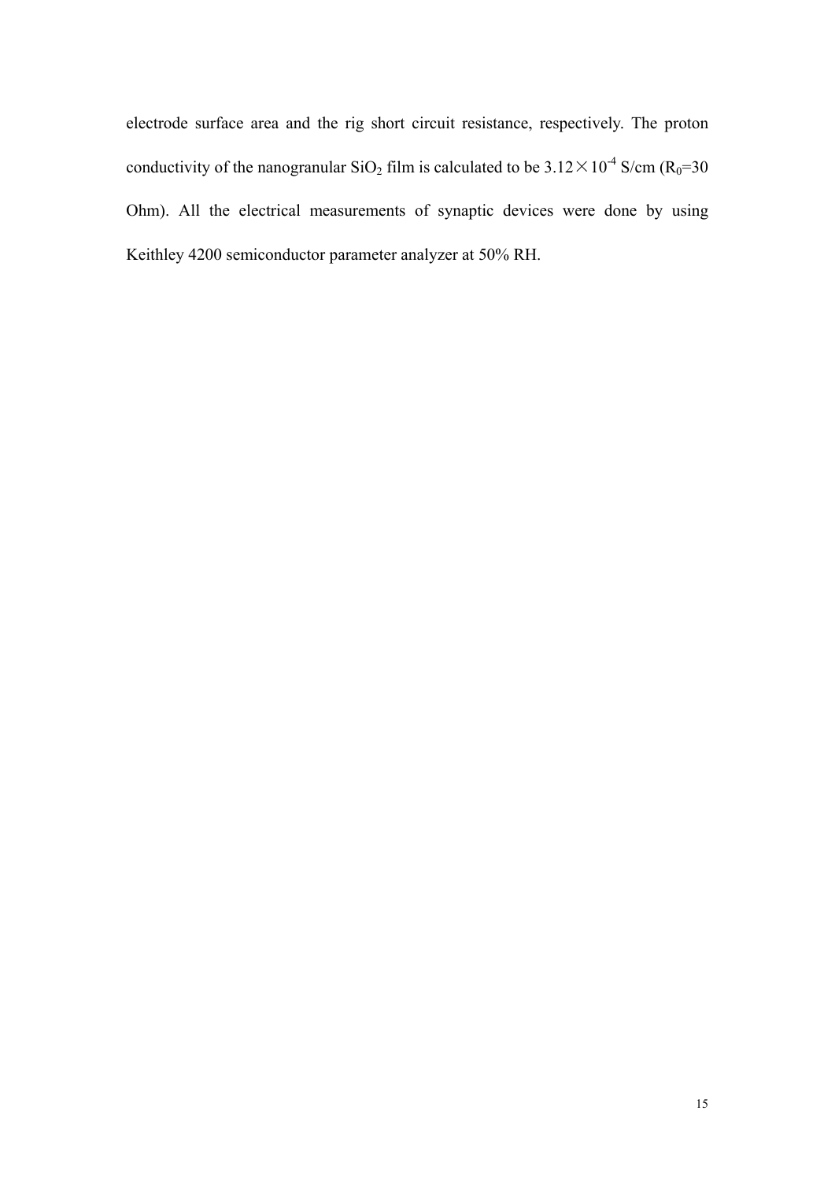electrode surface area and the rig short circuit resistance, respectively. The proton conductivity of the nanogranular $SiO_2$ film is calculated to be $3.12 \times 10^{-4}$ S/cm ($R_0$=30 Ohm). All the electrical measurements of synaptic devices were done by using Keithley 4200 semiconductor parameter analyzer at 50% RH.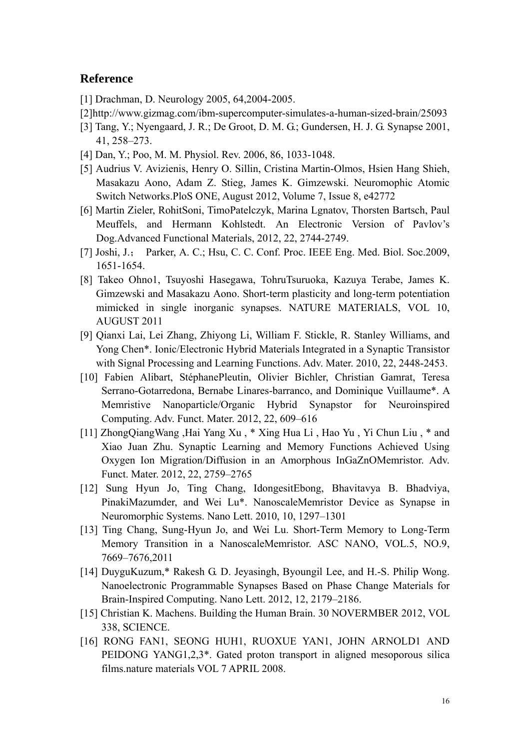## Reference

[1] Drachman, D. Neurology 2005, 64,2004-2005.

[2]http://www.gizmag.com/ibm-supercomputer-simulates-a-human-sized-brain/25093

[3] Tang, Y.; Nyengaard, J. R.; De Groot, D. M. G.; Gundersen, H. J. G. Synapse 2001, 41, 258–273.

[4] Dan, Y.; Poo, M. M. Physiol. Rev. 2006, 86, 1033-1048.

[5] Audrius V. Avizienis, Henry O. Sillin, Cristina Martin-Olmos, Hsien Hang Shieh, Masakazu Aono, Adam Z. Stieg, James K. Gimzewski. Neuromophic Atomic Switch Networks.PloS ONE, August 2012, Volume 7, Issue 8, e42772

[6] Martin Zieler, RohitSoni, TimoPatelczyk, Marina Lgnatov, Thorsten Bartsch, Paul Meuffels, and Hermann Kohlstedt. An Electronic Version of Pavlov's Dog.Advanced Functional Materials, 2012, 22, 2744-2749.

[7] Joshi, J.； Parker, A. C.; Hsu, C. C. Conf. Proc. IEEE Eng. Med. Biol. Soc.2009, 1651-1654.

[8] Takeo Ohno1, Tsuyoshi Hasegawa, TohruTsuruoka, Kazuya Terabe, James K. Gimzewski and Masakazu Aono. Short-term plasticity and long-term potentiation mimicked in single inorganic synapses. NATURE MATERIALS, VOL 10, AUGUST 2011

[9] Qianxi Lai, Lei Zhang, Zhiyong Li, William F. Stickle, R. Stanley Williams, and Yong Chen*. Ionic/Electronic Hybrid Materials Integrated in a Synaptic Transistor with Signal Processing and Learning Functions. Adv. Mater. 2010, 22, 2448-2453.

[10] Fabien Alibart, StéphanePleutin, Olivier Bichler, Christian Gamrat, Teresa Serrano-Gotarredona, Bernabe Linares-barranco, and Dominique Vuillaume*. A Memristive Nanoparticle/Organic Hybrid Synapstor for Neuroinspired Computing. Adv. Funct. Mater. 2012, 22, 609–616

[11] ZhongQiangWang ,Hai Yang Xu , * Xing Hua Li , Hao Yu , Yi Chun Liu , * and Xiao Juan Zhu. Synaptic Learning and Memory Functions Achieved Using Oxygen Ion Migration/Diffusion in an Amorphous InGaZnOMemristor. Adv. Funct. Mater. 2012, 22, 2759–2765

[12] Sung Hyun Jo, Ting Chang, IdongesitEbong, Bhavitavya B. Bhadviya, PinakiMazumder, and Wei Lu*. NanoscaleMemristor Device as Synapse in Neuromorphic Systems. Nano Lett. 2010, 10, 1297–1301

[13] Ting Chang, Sung-Hyun Jo, and Wei Lu. Short-Term Memory to Long-Term Memory Transition in a NanoscaleMemristor. ASC NANO, VOL.5, NO.9, 7669–7676,2011

[14] DuyguKuzum,* Rakesh G. D. Jeyasingh, Byoungil Lee, and H.-S. Philip Wong. Nanoelectronic Programmable Synapses Based on Phase Change Materials for Brain-Inspired Computing. Nano Lett. 2012, 12, 2179–2186.

[15] Christian K. Machens. Building the Human Brain. 30 NOVERMBER 2012, VOL 338, SCIENCE.

[16] RONG FAN1, SEONG HUH1, RUOXUE YAN1, JOHN ARNOLD1 AND PEIDONG YANG1,2,3*. Gated proton transport in aligned mesoporous silica films.nature materials VOL 7 APRIL 2008.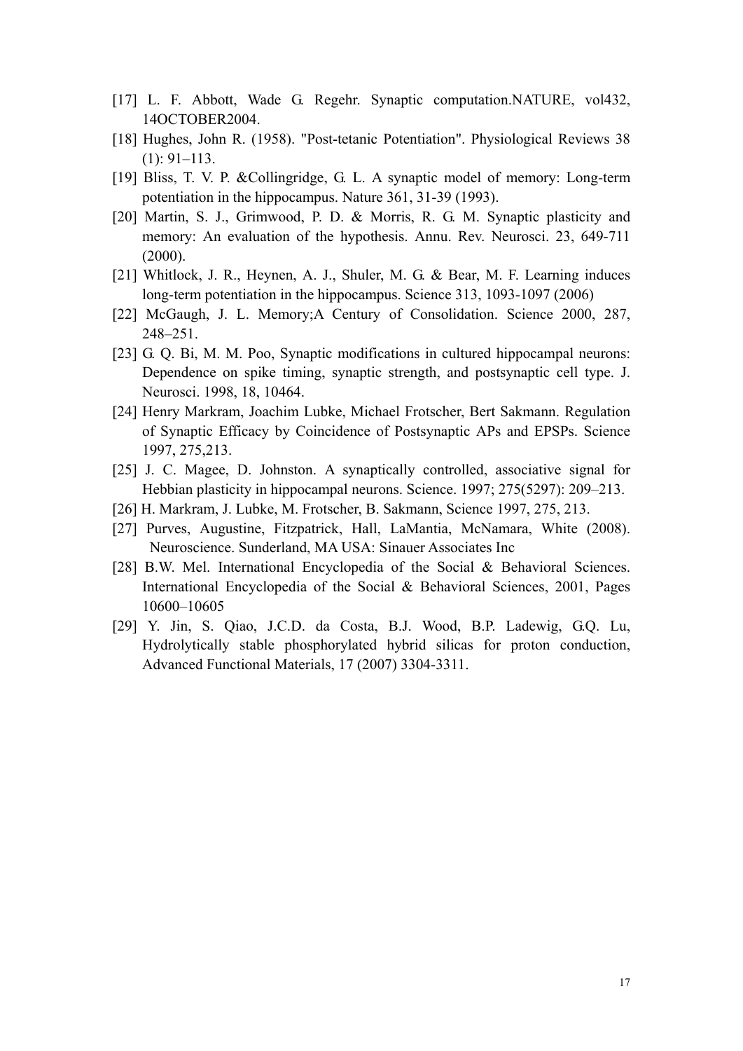[17] L. F. Abbott, Wade G. Regehr. Synaptic computation.NATURE, vol432, 14OCTOBER2004.

[18] Hughes, John R. (1958). "Post-tetanic Potentiation". Physiological Reviews 38 (1): 91–113.

[19] Bliss, T. V. P. &Collingridge, G. L. A synaptic model of memory: Long-term potentiation in the hippocampus. Nature 361, 31-39 (1993).

[20] Martin, S. J., Grimwood, P. D. & Morris, R. G. M. Synaptic plasticity and memory: An evaluation of the hypothesis. Annu. Rev. Neurosci. 23, 649-711 (2000).

[21] Whitlock, J. R., Heynen, A. J., Shuler, M. G. & Bear, M. F. Learning induces long-term potentiation in the hippocampus. Science 313, 1093-1097 (2006)

[22] McGaugh, J. L. Memory;A Century of Consolidation. Science 2000, 287, 248–251.

[23] G. Q. Bi, M. M. Poo, Synaptic modifications in cultured hippocampal neurons: Dependence on spike timing, synaptic strength, and postsynaptic cell type. J. Neurosci. 1998, 18, 10464.

[24] Henry Markram, Joachim Lubke, Michael Frotscher, Bert Sakmann. Regulation of Synaptic Efficacy by Coincidence of Postsynaptic APs and EPSPs. Science 1997, 275,213.

[25] J. C. Magee, D. Johnston. A synaptically controlled, associative signal for Hebbian plasticity in hippocampal neurons. Science. 1997; 275(5297): 209–213.

[26] H. Markram, J. Lubke, M. Frotscher, B. Sakmann, Science 1997, 275, 213.

[27] Purves, Augustine, Fitzpatrick, Hall, LaMantia, McNamara, White (2008). Neuroscience. Sunderland, MA USA: Sinauer Associates Inc

[28] B.W. Mel. International Encyclopedia of the Social & Behavioral Sciences. International Encyclopedia of the Social & Behavioral Sciences, 2001, Pages 10600–10605

[29] Y. Jin, S. Qiao, J.C.D. da Costa, B.J. Wood, B.P. Ladewig, G.Q. Lu, Hydrolytically stable phosphorylated hybrid silicas for proton conduction, Advanced Functional Materials, 17 (2007) 3304-3311.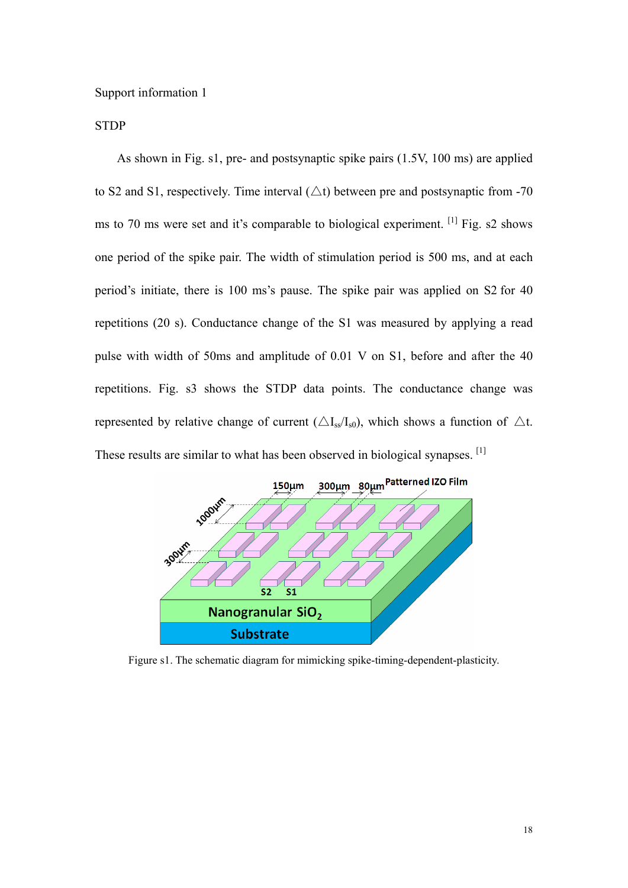Support information 1

STDP

As shown in Fig. s1, pre- and postsynaptic spike pairs (1.5V, 100 ms) are applied to S2 and S1, respectively. Time interval (△t) between pre and postsynaptic from -70 ms to 70 ms were set and it's comparable to biological experiment. [1] Fig. s2 shows one period of the spike pair. The width of stimulation period is 500 ms, and at each period's initiate, there is 100 ms's pause. The spike pair was applied on S2 for 40 repetitions (20 s). Conductance change of the S1 was measured by applying a read pulse with width of 50ms and amplitude of 0.01 V on S1, before and after the 40 repetitions. Fig. s3 shows the STDP data points. The conductance change was represented by relative change of current ($\triangle I_{ss}/I_{s0}$), which shows a function of △t. These results are similar to what has been observed in biological synapses. [1]

Figure s1. The schematic diagram for mimicking spike-timing-dependent-plasticity.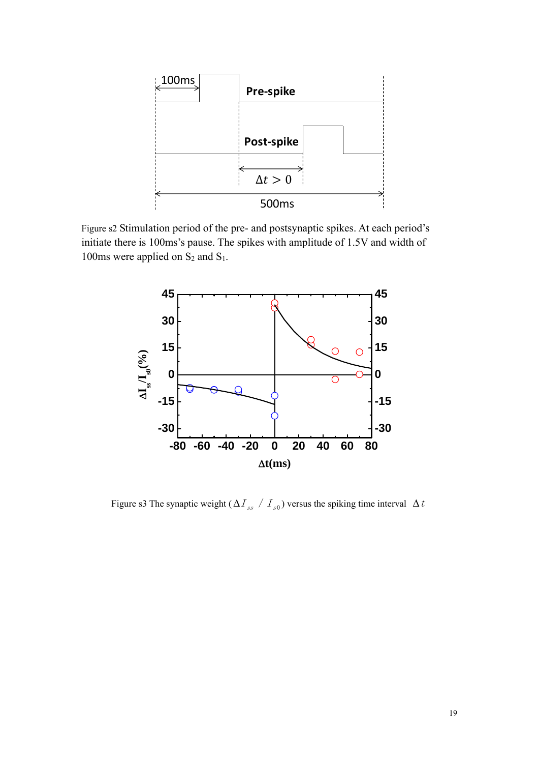Figure s2 Stimulation period of the pre- and postsynaptic spikes. At each period's initiate there is 100ms's pause. The spikes with amplitude of 1.5V and width of 100ms were applied on $S_2$ and $S_1$.

Figure s3 The synaptic weight ($\Delta I_{ss} / I_{s0}$) versus the spiking time interval $\Delta t$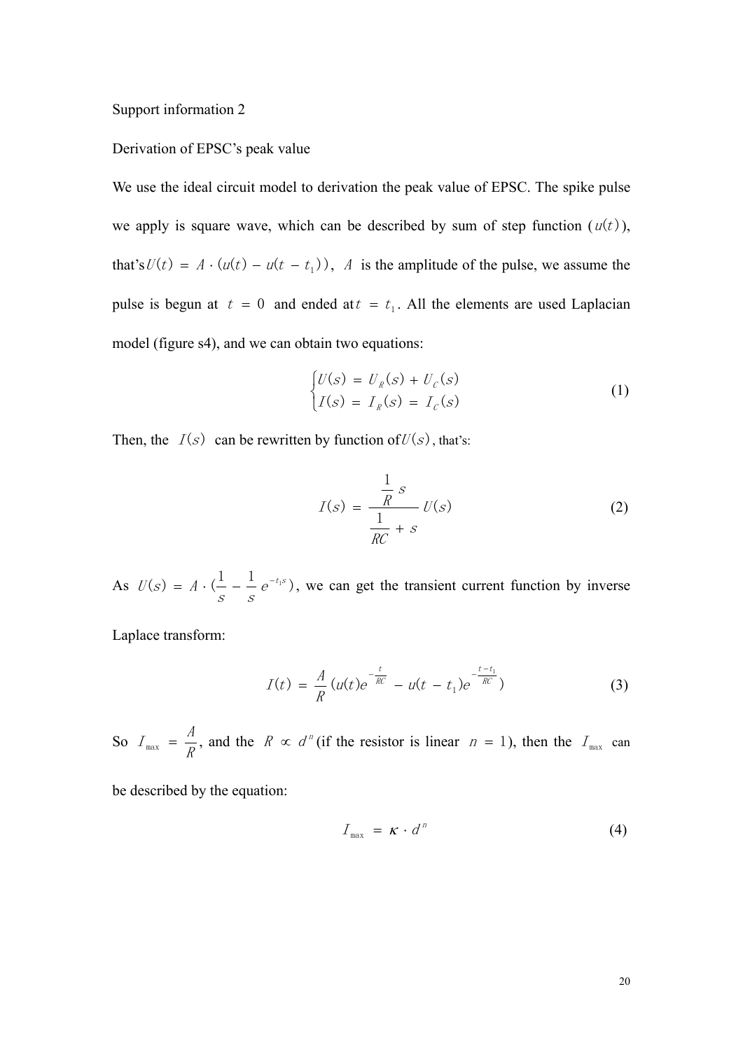Support information 2

Derivation of EPSC's peak value

We use the ideal circuit model to derivation the peak value of EPSC. The spike pulse we apply is square wave, which can be described by sum of step function ($u(t)$), that's $U(t) = A \cdot (u(t) - u(t - t_1))$, $A$ is the amplitude of the pulse, we assume the pulse is begun at $t = 0$ and ended at $t = t_1$. All the elements are used Laplacian model (figure s4), and we can obtain two equations:

$$\begin{cases} U(s) = U_R(s) + U_C(s) \\ I(s) = I_R(s) = I_C(s) \end{cases} \tag{1}$$

Then, the $I(s)$ can be rewritten by function of $U(s)$, that's:

$$I(s) = \frac{\frac{1}{R} s}{\frac{1}{RC} + s} U(s) \tag{2}$$

As $U(s) = A \cdot (\frac{1}{s} - \frac{1}{s} e^{-t_1 s})$, we can get the transient current function by inverse Laplace transform:

$$I(t) = \frac{A}{R} (u(t) e^{-\frac{t}{RC}} - u(t - t_1) e^{-\frac{t - t_1}{RC}}) \tag{3}$$

So $I_{\max} = \frac{A}{R}$, and the $R \propto d^n$ (if the resistor is linear $n = 1$), then the $I_{\max}$ can be described by the equation:

$$I_{\max} = \kappa \cdot d^n \tag{4}$$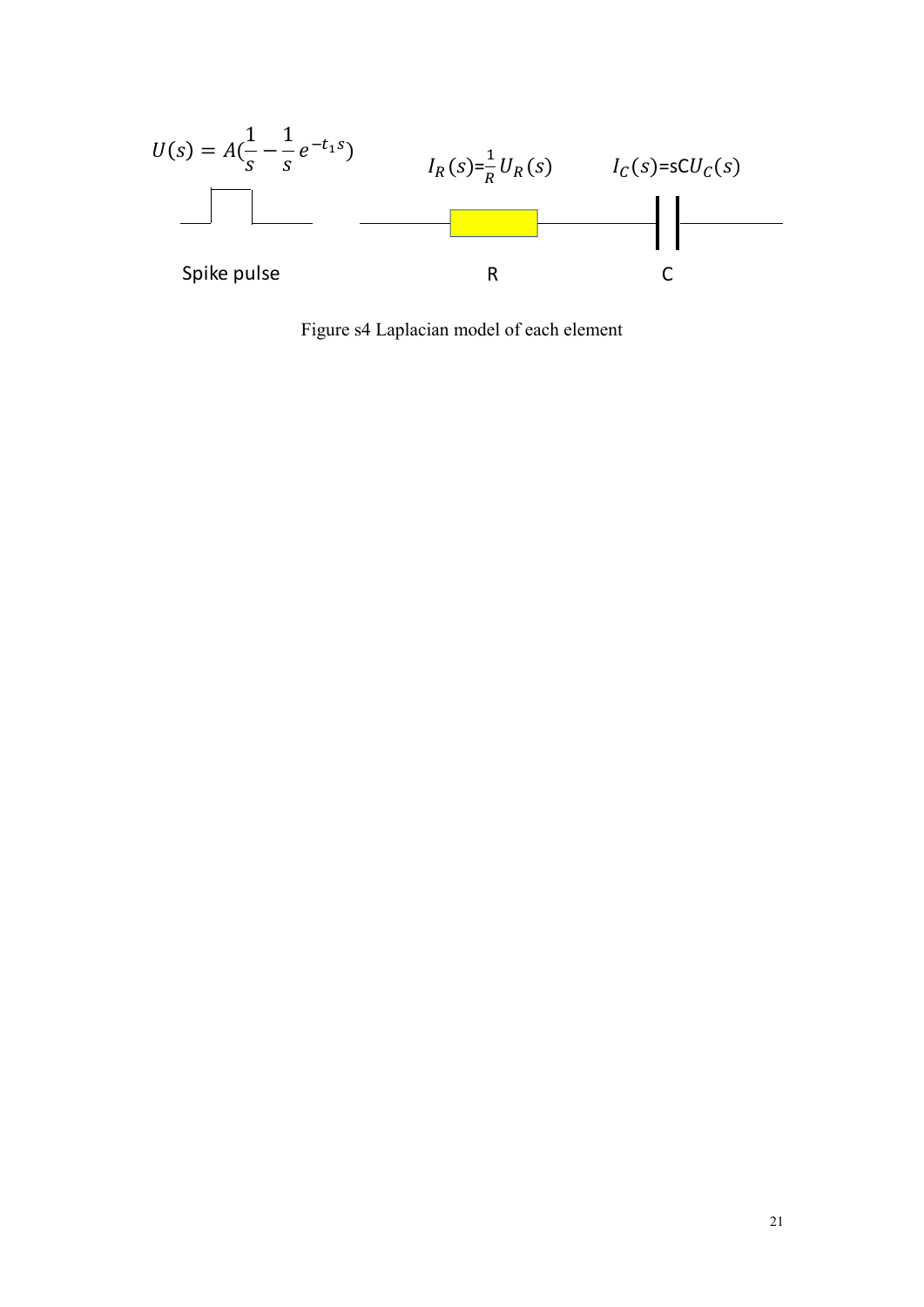$U(s) = A(\frac{1}{s} - \frac{1}{s}e^{-t_1 s})$

$I_R(s)=\frac{1}{R}U_R(s)$

$I_C(s)=sCU_C(s)$

Spike pulse

R

C

Figure s4 Laplacian model of each element